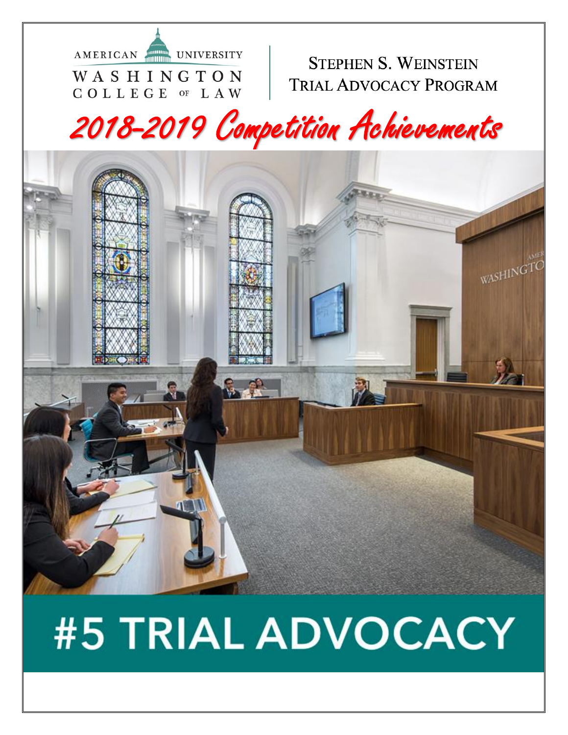AMERICAN UNIVERSITY
WASHINGTON COLLEGE OF LAW

STEPHEN S. WEINSTEIN
TRIAL ADVOCACY PROGRAM

# 2018-2019 Competition Achievements

## #5 TRIAL ADVOCACY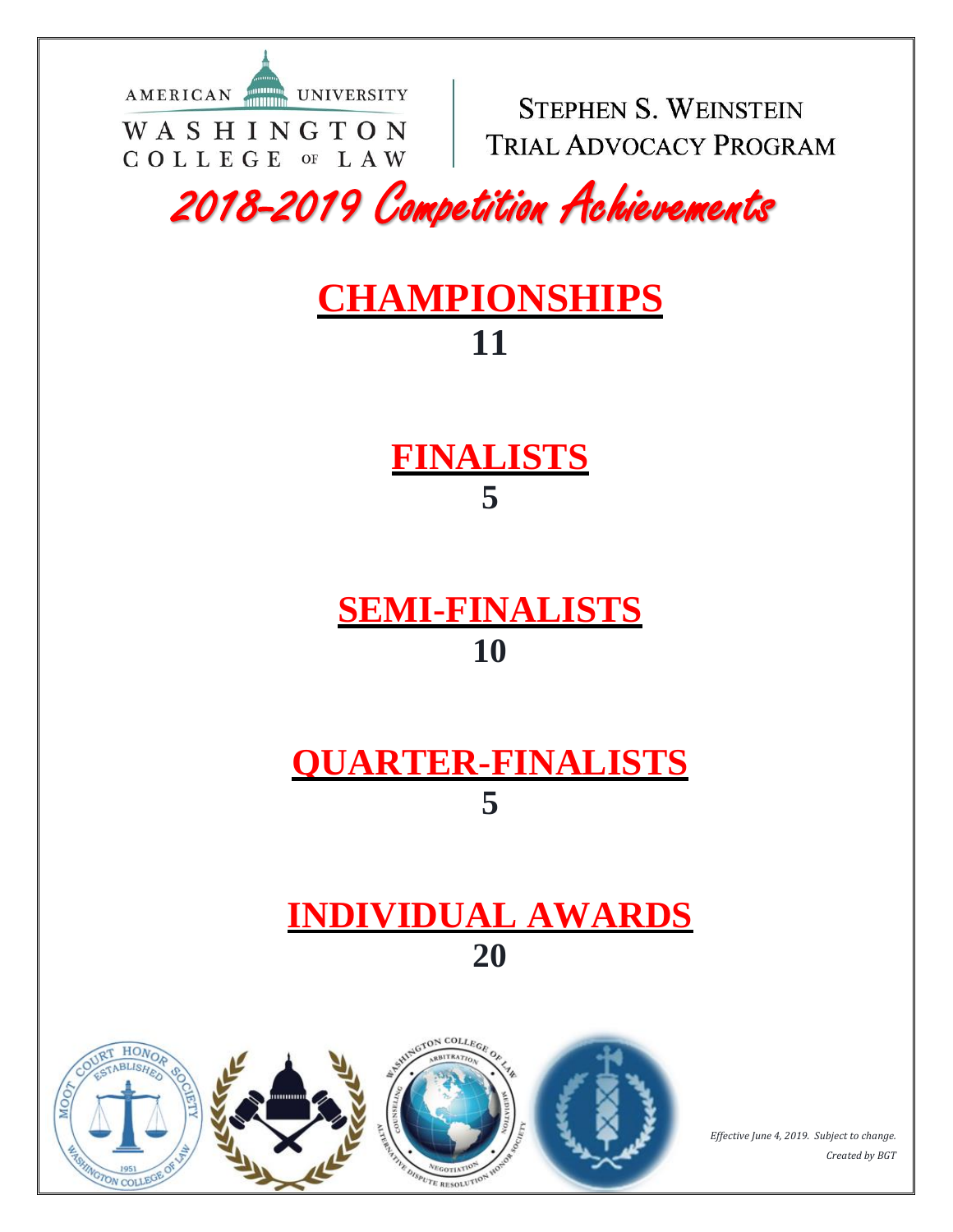AMERICAN UNIVERSITY
WASHINGTON COLLEGE OF LAW

STEPHEN S. WEINSTEIN
TRIAL ADVOCACY PROGRAM

# 2018-2019 Competition Achievements

## CHAMPIONSHIPS

**11**

## FINALISTS

**5**

## SEMI-FINALISTS

**10**

## QUARTER-FINALISTS

**5**

## INDIVIDUAL AWARDS

**20**

*Effective June 4, 2019. Subject to change.*

*Created by BGT*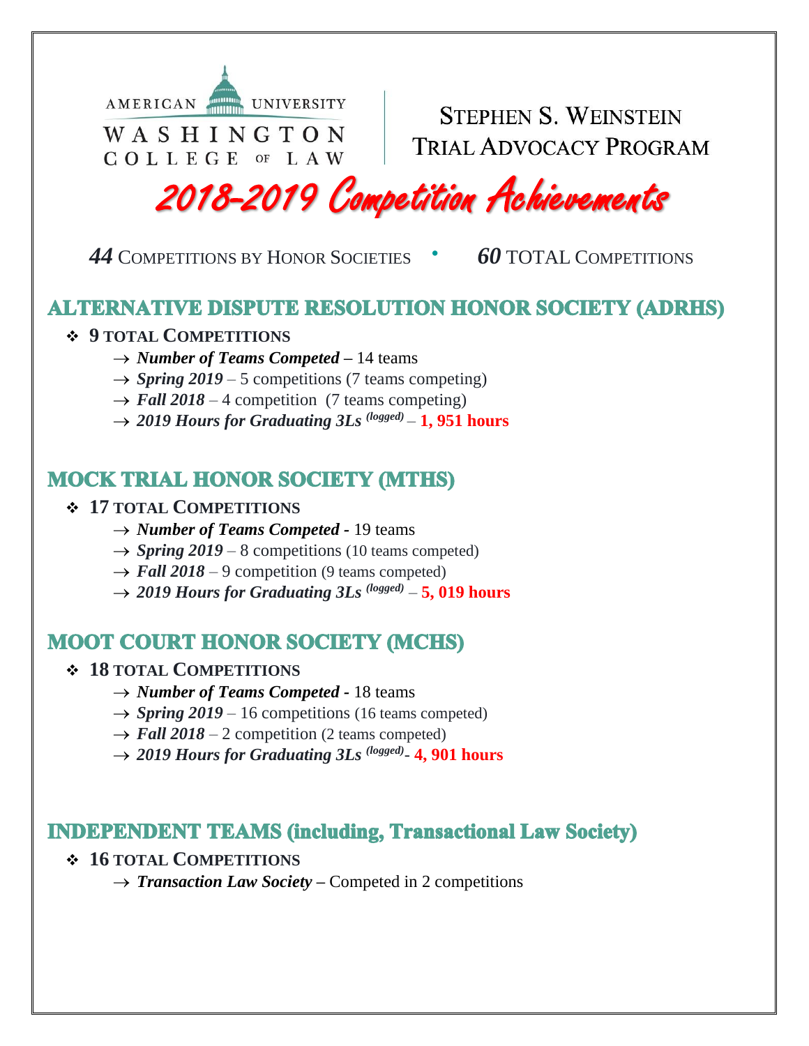AMERICAN UNIVERSITY
WASHINGTON COLLEGE OF LAW

STEPHEN S. WEINSTEIN TRIAL ADVOCACY PROGRAM

# 2018-2019 Competition Achievements

***44*** COMPETITIONS BY HONOR SOCIETIES • ***60*** TOTAL COMPETITIONS

## ALTERNATIVE DISPUTE RESOLUTION HONOR SOCIETY (ADRHS)

- **9 TOTAL COMPETITIONS**
  - → ***Number of Teams Competed*** **–** 14 teams
  - → ***Spring 2019*** – 5 competitions (7 teams competing)
  - → ***Fall 2018*** – 4 competition (7 teams competing)
  - → ***2019 Hours for Graduating 3Ls*** ***(logged)*** – **1, 951 hours**

## MOCK TRIAL HONOR SOCIETY (MTHS)

- **17 TOTAL COMPETITIONS**
  - → ***Number of Teams Competed*** **-** 19 teams
  - → ***Spring 2019*** – 8 competitions (10 teams competed)
  - → ***Fall 2018*** – 9 competition (9 teams competed)
  - → ***2019 Hours for Graduating 3Ls*** ***(logged)*** – **5, 019 hours**

## MOOT COURT HONOR SOCIETY (MCHS)

- **18 TOTAL COMPETITIONS**
  - → ***Number of Teams Competed*** **-** 18 teams
  - → ***Spring 2019*** – 16 competitions (16 teams competed)
  - → ***Fall 2018*** – 2 competition (2 teams competed)
  - → ***2019 Hours for Graduating 3Ls*** ***(logged)*****- 4, 901 hours**

## INDEPENDENT TEAMS (including, Transactional Law Society)

- **16 TOTAL COMPETITIONS**
  - → ***Transaction Law Society*** **–** Competed in 2 competitions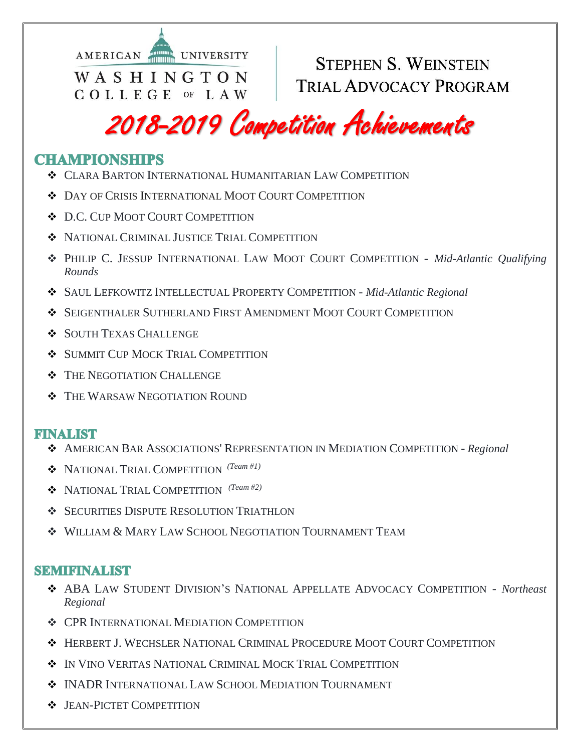AMERICAN UNIVERSITY WASHINGTON COLLEGE OF LAW

STEPHEN S. WEINSTEIN TRIAL ADVOCACY PROGRAM

# 2018-2019 Competition Achievements

## CHAMPIONSHIPS

- Clara Barton International Humanitarian Law Competition
- Day of Crisis International Moot Court Competition
- D.C. Cup Moot Court Competition
- National Criminal Justice Trial Competition
- Philip C. Jessup International Law Moot Court Competition - *Mid-Atlantic Qualifying Rounds*
- Saul Lefkowitz Intellectual Property Competition - *Mid-Atlantic Regional*
- Seigenthaler Sutherland First Amendment Moot Court Competition
- South Texas Challenge
- Summit Cup Mock Trial Competition
- The Negotiation Challenge
- The Warsaw Negotiation Round

## FINALIST

- American Bar Associations' Representation in Mediation Competition - *Regional*
- National Trial Competition *(Team #1)*
- National Trial Competition *(Team #2)*
- Securities Dispute Resolution Triathlon
- William & Mary Law School Negotiation Tournament Team

## SEMIFINALIST

- ABA Law Student Division's National Appellate Advocacy Competition - *Northeast Regional*
- CPR International Mediation Competition
- Herbert J. Wechsler National Criminal Procedure Moot Court Competition
- In Vino Veritas National Criminal Mock Trial Competition
- INADR International Law School Mediation Tournament
- Jean-Pictet Competition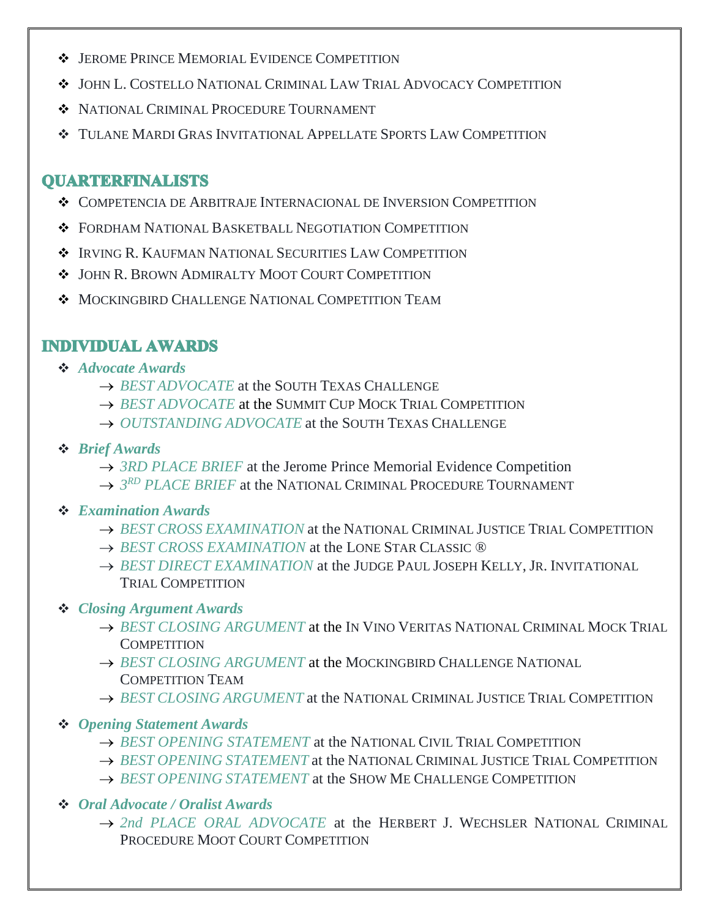- JEROME PRINCE MEMORIAL EVIDENCE COMPETITION
- JOHN L. COSTELLO NATIONAL CRIMINAL LAW TRIAL ADVOCACY COMPETITION
- NATIONAL CRIMINAL PROCEDURE TOURNAMENT
- TULANE MARDI GRAS INVITATIONAL APPELLATE SPORTS LAW COMPETITION

## QUARTERFINALISTS

- COMPETENCIA DE ARBITRAJE INTERNACIONAL DE INVERSION COMPETITION
- FORDHAM NATIONAL BASKETBALL NEGOTIATION COMPETITION
- IRVING R. KAUFMAN NATIONAL SECURITIES LAW COMPETITION
- JOHN R. BROWN ADMIRALTY MOOT COURT COMPETITION
- MOCKINGBIRD CHALLENGE NATIONAL COMPETITION TEAM

## INDIVIDUAL AWARDS

- ***Advocate Awards***
  - → *BEST ADVOCATE* at the SOUTH TEXAS CHALLENGE
  - → *BEST ADVOCATE* at the SUMMIT CUP MOCK TRIAL COMPETITION
  - → *OUTSTANDING ADVOCATE* at the SOUTH TEXAS CHALLENGE
- ***Brief Awards***
  - → *3RD PLACE BRIEF* at the Jerome Prince Memorial Evidence Competition
  - → *3RD PLACE BRIEF* at the NATIONAL CRIMINAL PROCEDURE TOURNAMENT
- ***Examination Awards***
  - → *BEST CROSS EXAMINATION* at the NATIONAL CRIMINAL JUSTICE TRIAL COMPETITION
  - → *BEST CROSS EXAMINATION* at the LONE STAR CLASSIC ®
  - → *BEST DIRECT EXAMINATION* at the JUDGE PAUL JOSEPH KELLY, JR. INVITATIONAL TRIAL COMPETITION
- ***Closing Argument Awards***
  - → *BEST CLOSING ARGUMENT* at the IN VINO VERITAS NATIONAL CRIMINAL MOCK TRIAL COMPETITION
  - → *BEST CLOSING ARGUMENT* at the MOCKINGBIRD CHALLENGE NATIONAL COMPETITION TEAM
  - → *BEST CLOSING ARGUMENT* at the NATIONAL CRIMINAL JUSTICE TRIAL COMPETITION
- ***Opening Statement Awards***
  - → *BEST OPENING STATEMENT* at the NATIONAL CIVIL TRIAL COMPETITION
  - → *BEST OPENING STATEMENT* at the NATIONAL CRIMINAL JUSTICE TRIAL COMPETITION
  - → *BEST OPENING STATEMENT* at the SHOW ME CHALLENGE COMPETITION
- ***Oral Advocate / Oralist Awards***
  - → *2nd PLACE ORAL ADVOCATE* at the HERBERT J. WECHSLER NATIONAL CRIMINAL PROCEDURE MOOT COURT COMPETITION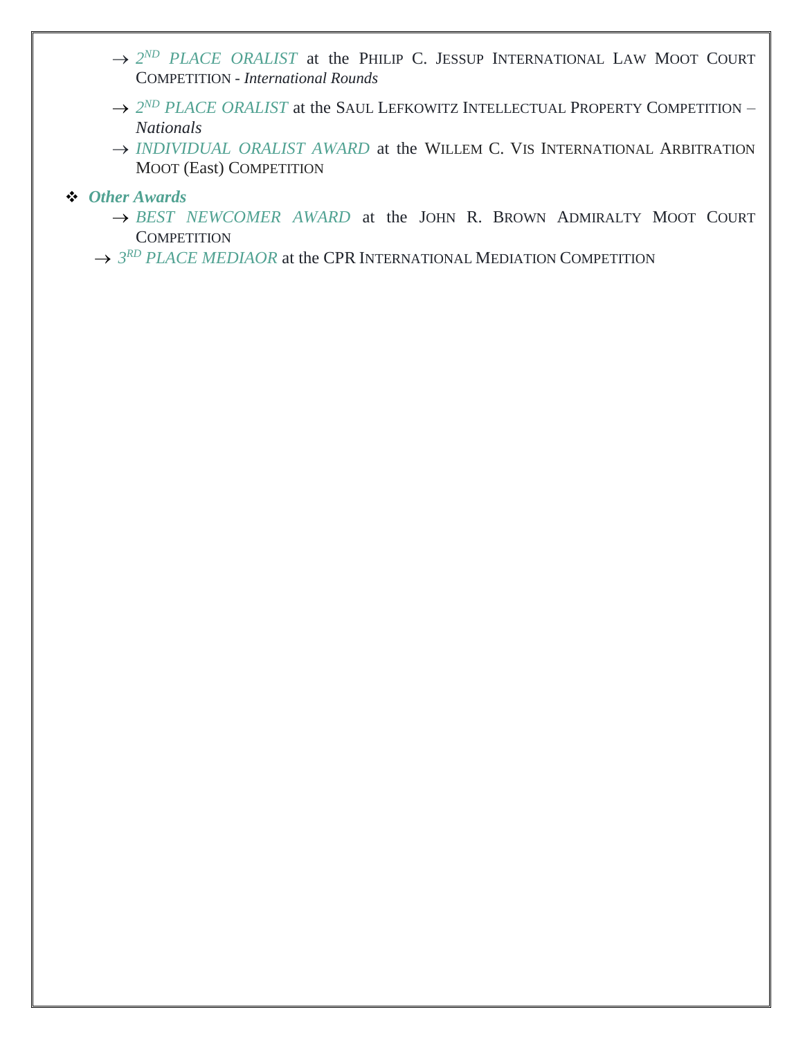- → *2ND PLACE ORALIST* at the PHILIP C. JESSUP INTERNATIONAL LAW MOOT COURT COMPETITION - *International Rounds*
- → *2ND PLACE ORALIST* at the SAUL LEFKOWITZ INTELLECTUAL PROPERTY COMPETITION – *Nationals*
- → *INDIVIDUAL ORALIST AWARD* at the WILLEM C. VIS INTERNATIONAL ARBITRATION MOOT (East) COMPETITION

❖ ***Other Awards***

- → *BEST NEWCOMER AWARD* at the JOHN R. BROWN ADMIRALTY MOOT COURT COMPETITION
- → *3RD PLACE MEDIAOR* at the CPR INTERNATIONAL MEDIATION COMPETITION